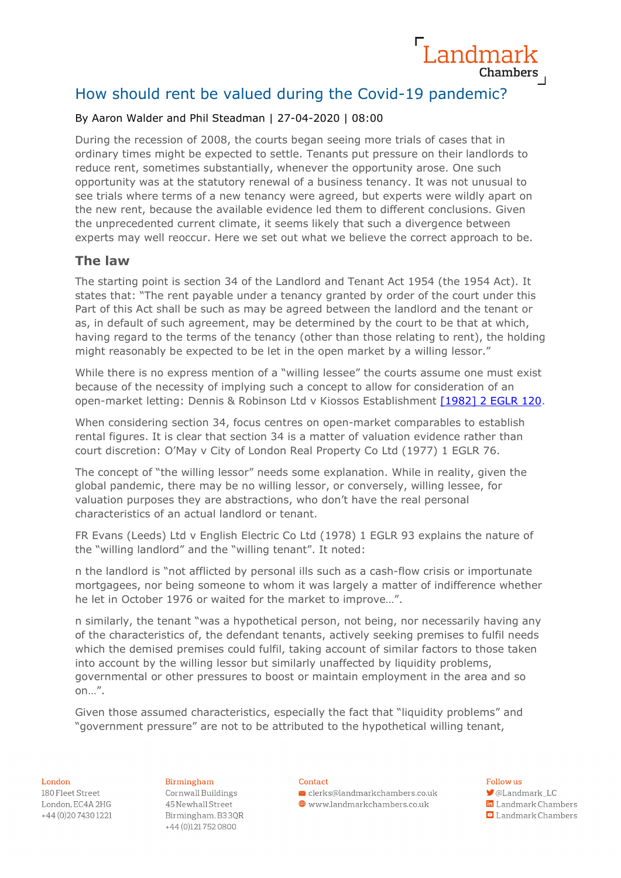# How should rent be valued during the Covid-19 pandemic?

By Aaron Walder and Phil Steadman | 27-04-2020 | 08:00

During the recession of 2008, the courts began seeing more trials of cases that in ordinary times might be expected to settle. Tenants put pressure on their landlords to reduce rent, sometimes substantially, whenever the opportunity arose. One such opportunity was at the statutory renewal of a business tenancy. It was not unusual to see trials where terms of a new tenancy were agreed, but experts were wildly apart on the new rent, because the available evidence led them to different conclusions. Given the unprecedented current climate, it seems likely that such a divergence between experts may well reoccur. Here we set out what we believe the correct approach to be.

## The law

The starting point is section 34 of the Landlord and Tenant Act 1954 (the 1954 Act). It states that: "The rent payable under a tenancy granted by order of the court under this Part of this Act shall be such as may be agreed between the landlord and the tenant or as, in default of such agreement, may be determined by the court to be that at which, having regard to the terms of the tenancy (other than those relating to rent), the holding might reasonably be expected to be let in the open market by a willing lessor."

While there is no express mention of a "willing lessee" the courts assume one must exist because of the necessity of implying such a concept to allow for consideration of an open-market letting: Dennis & Robinson Ltd v Kiossos Establishment [1982] 2 EGLR 120.

When considering section 34, focus centres on open-market comparables to establish rental figures. It is clear that section 34 is a matter of valuation evidence rather than court discretion: O'May v City of London Real Property Co Ltd (1977) 1 EGLR 76.

The concept of "the willing lessor" needs some explanation. While in reality, given the global pandemic, there may be no willing lessor, or conversely, willing lessee, for valuation purposes they are abstractions, who don't have the real personal characteristics of an actual landlord or tenant.

FR Evans (Leeds) Ltd v English Electric Co Ltd (1978) 1 EGLR 93 explains the nature of the "willing landlord" and the "willing tenant". It noted:

- the landlord is "not afflicted by personal ills such as a cash-flow crisis or importunate mortgagees, nor being someone to whom it was largely a matter of indifference whether he let in October 1976 or waited for the market to improve…".

- similarly, the tenant "was a hypothetical person, not being, nor necessarily having any of the characteristics of, the defendant tenants, actively seeking premises to fulfil needs which the demised premises could fulfil, taking account of similar factors to those taken into account by the willing lessor but similarly unaffected by liquidity problems, governmental or other pressures to boost or maintain employment in the area and so on…".

Given those assumed characteristics, especially the fact that "liquidity problems" and "government pressure" are not to be attributed to the hypothetical willing tenant,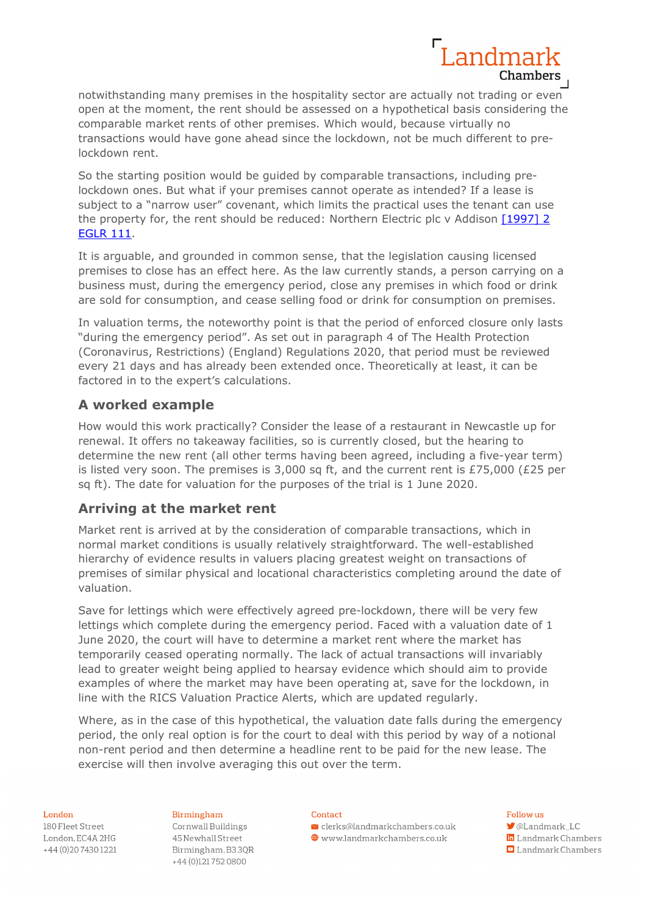notwithstanding many premises in the hospitality sector are actually not trading or even open at the moment, the rent should be assessed on a hypothetical basis considering the comparable market rents of other premises. Which would, because virtually no transactions would have gone ahead since the lockdown, not be much different to pre-lockdown rent.

So the starting position would be guided by comparable transactions, including pre-lockdown ones. But what if your premises cannot operate as intended? If a lease is subject to a "narrow user" covenant, which limits the practical uses the tenant can use the property for, the rent should be reduced: Northern Electric plc v Addison [1997] 2 EGLR 111.

It is arguable, and grounded in common sense, that the legislation causing licensed premises to close has an effect here. As the law currently stands, a person carrying on a business must, during the emergency period, close any premises in which food or drink are sold for consumption, and cease selling food or drink for consumption on premises.

In valuation terms, the noteworthy point is that the period of enforced closure only lasts "during the emergency period". As set out in paragraph 4 of The Health Protection (Coronavirus, Restrictions) (England) Regulations 2020, that period must be reviewed every 21 days and has already been extended once. Theoretically at least, it can be factored in to the expert's calculations.

## A worked example

How would this work practically? Consider the lease of a restaurant in Newcastle up for renewal. It offers no takeaway facilities, so is currently closed, but the hearing to determine the new rent (all other terms having been agreed, including a five-year term) is listed very soon. The premises is 3,000 sq ft, and the current rent is £75,000 (£25 per sq ft). The date for valuation for the purposes of the trial is 1 June 2020.

## Arriving at the market rent

Market rent is arrived at by the consideration of comparable transactions, which in normal market conditions is usually relatively straightforward. The well-established hierarchy of evidence results in valuers placing greatest weight on transactions of premises of similar physical and locational characteristics completing around the date of valuation.

Save for lettings which were effectively agreed pre-lockdown, there will be very few lettings which complete during the emergency period. Faced with a valuation date of 1 June 2020, the court will have to determine a market rent where the market has temporarily ceased operating normally. The lack of actual transactions will invariably lead to greater weight being applied to hearsay evidence which should aim to provide examples of where the market may have been operating at, save for the lockdown, in line with the RICS Valuation Practice Alerts, which are updated regularly.

Where, as in the case of this hypothetical, the valuation date falls during the emergency period, the only real option is for the court to deal with this period by way of a notional non-rent period and then determine a headline rent to be paid for the new lease. The exercise will then involve averaging this out over the term.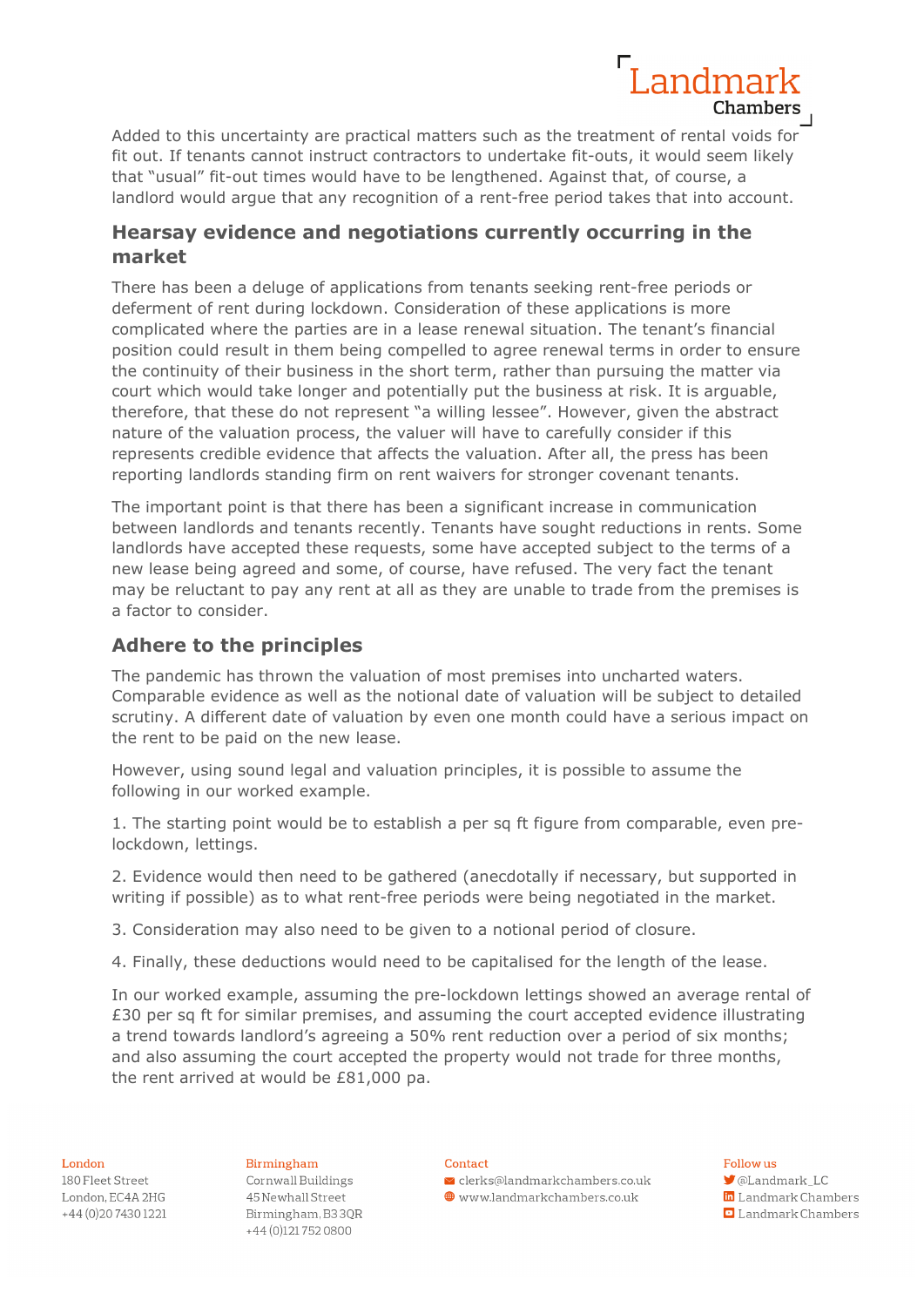Added to this uncertainty are practical matters such as the treatment of rental voids for fit out. If tenants cannot instruct contractors to undertake fit-outs, it would seem likely that "usual" fit-out times would have to be lengthened. Against that, of course, a landlord would argue that any recognition of a rent-free period takes that into account.

## Hearsay evidence and negotiations currently occurring in the market

There has been a deluge of applications from tenants seeking rent-free periods or deferment of rent during lockdown. Consideration of these applications is more complicated where the parties are in a lease renewal situation. The tenant's financial position could result in them being compelled to agree renewal terms in order to ensure the continuity of their business in the short term, rather than pursuing the matter via court which would take longer and potentially put the business at risk. It is arguable, therefore, that these do not represent "a willing lessee". However, given the abstract nature of the valuation process, the valuer will have to carefully consider if this represents credible evidence that affects the valuation. After all, the press has been reporting landlords standing firm on rent waivers for stronger covenant tenants.

The important point is that there has been a significant increase in communication between landlords and tenants recently. Tenants have sought reductions in rents. Some landlords have accepted these requests, some have accepted subject to the terms of a new lease being agreed and some, of course, have refused. The very fact the tenant may be reluctant to pay any rent at all as they are unable to trade from the premises is a factor to consider.

## Adhere to the principles

The pandemic has thrown the valuation of most premises into uncharted waters. Comparable evidence as well as the notional date of valuation will be subject to detailed scrutiny. A different date of valuation by even one month could have a serious impact on the rent to be paid on the new lease.

However, using sound legal and valuation principles, it is possible to assume the following in our worked example.

1. The starting point would be to establish a per sq ft figure from comparable, even pre-lockdown, lettings.

2. Evidence would then need to be gathered (anecdotally if necessary, but supported in writing if possible) as to what rent-free periods were being negotiated in the market.

3. Consideration may also need to be given to a notional period of closure.

4. Finally, these deductions would need to be capitalised for the length of the lease.

In our worked example, assuming the pre-lockdown lettings showed an average rental of £30 per sq ft for similar premises, and assuming the court accepted evidence illustrating a trend towards landlord's agreeing a 50% rent reduction over a period of six months; and also assuming the court accepted the property would not trade for three months, the rent arrived at would be £81,000 pa.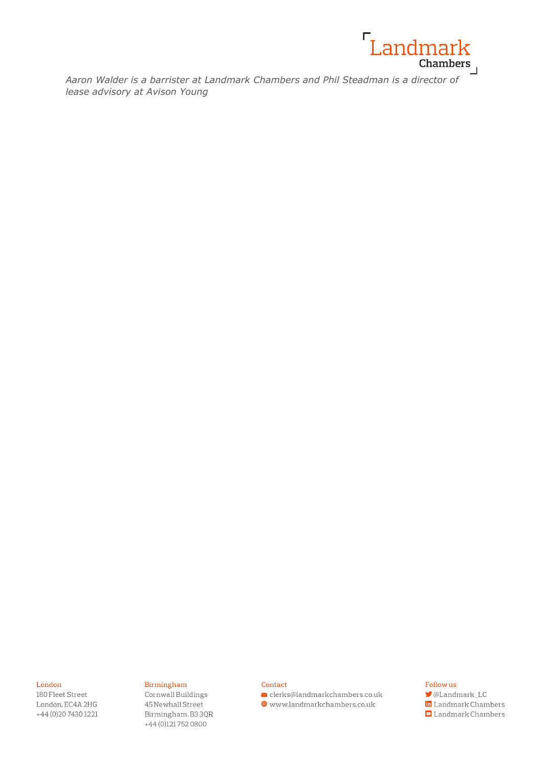*Aaron Walder is a barrister at Landmark Chambers and Phil Steadman is a director of lease advisory at Avison Young*